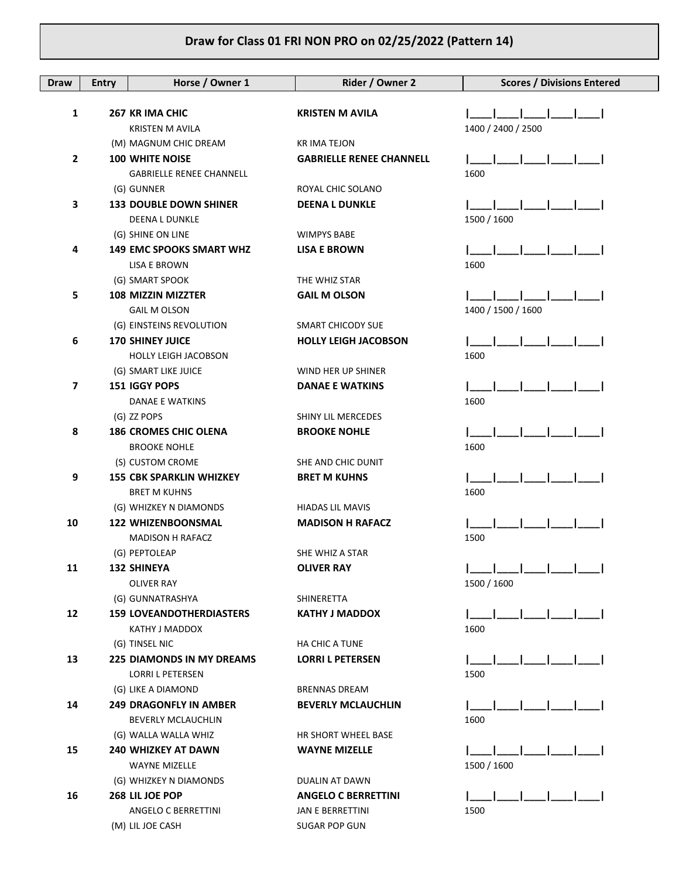## Draw for Class 01 FRI NON PRO on 02/25/2022 (Pattern 14)

| Draw | Entry | Horse / Owner 1 | Rider / Owner 2 | Scores / Divisions Entered |
|---|---|---|---|---|
| **1** | **267** | **KR IMA CHIC**<br>KRISTEN M AVILA<br>(M) MAGNUM CHIC DREAM | **KRISTEN M AVILA**<br><br>KR IMA TEJON | \|\_\_\_\_\|\_\_\_\_\|\_\_\_\_\|\_\_\_\_\|\_\_\_\_\|<br>1400 / 2400 / 2500 |
| **2** | **100** | **WHITE NOISE**<br>GABRIELLE RENEE CHANNELL<br>(G) GUNNER | **GABRIELLE RENEE CHANNELL**<br><br>ROYAL CHIC SOLANO | \|\_\_\_\_\|\_\_\_\_\|\_\_\_\_\|\_\_\_\_\|\_\_\_\_\|<br>1600 |
| **3** | **133** | **DOUBLE DOWN SHINER**<br>DEENA L DUNKLE<br>(G) SHINE ON LINE | **DEENA L DUNKLE**<br><br>WIMPYS BABE | \|\_\_\_\_\|\_\_\_\_\|\_\_\_\_\|\_\_\_\_\|\_\_\_\_\|<br>1500 / 1600 |
| **4** | **149** | **EMC SPOOKS SMART WHZ**<br>LISA E BROWN<br>(G) SMART SPOOK | **LISA E BROWN**<br><br>THE WHIZ STAR | \|\_\_\_\_\|\_\_\_\_\|\_\_\_\_\|\_\_\_\_\|\_\_\_\_\|<br>1600 |
| **5** | **108** | **MIZZIN MIZZTER**<br>GAIL M OLSON<br>(G) EINSTEINS REVOLUTION | **GAIL M OLSON**<br><br>SMART CHICODY SUE | \|\_\_\_\_\|\_\_\_\_\|\_\_\_\_\|\_\_\_\_\|\_\_\_\_\|<br>1400 / 1500 / 1600 |
| **6** | **170** | **SHINEY JUICE**<br>HOLLY LEIGH JACOBSON<br>(G) SMART LIKE JUICE | **HOLLY LEIGH JACOBSON**<br><br>WIND HER UP SHINER | \|\_\_\_\_\|\_\_\_\_\|\_\_\_\_\|\_\_\_\_\|\_\_\_\_\|<br>1600 |
| **7** | **151** | **IGGY POPS**<br>DANAE E WATKINS<br>(G) ZZ POPS | **DANAE E WATKINS**<br><br>SHINY LIL MERCEDES | \|\_\_\_\_\|\_\_\_\_\|\_\_\_\_\|\_\_\_\_\|\_\_\_\_\|<br>1600 |
| **8** | **186** | **CROMES CHIC OLENA**<br>BROOKE NOHLE<br>(S) CUSTOM CROME | **BROOKE NOHLE**<br><br>SHE AND CHIC DUNIT | \|\_\_\_\_\|\_\_\_\_\|\_\_\_\_\|\_\_\_\_\|\_\_\_\_\|<br>1600 |
| **9** | **155** | **CBK SPARKLIN WHIZKEY**<br>BRET M KUHNS<br>(G) WHIZKEY N DIAMONDS | **BRET M KUHNS**<br><br>HIADAS LIL MAVIS | \|\_\_\_\_\|\_\_\_\_\|\_\_\_\_\|\_\_\_\_\|\_\_\_\_\|<br>1600 |
| **10** | **122** | **WHIZENBOONSMAL**<br>MADISON H RAFACZ<br>(G) PEPTOLEAP | **MADISON H RAFACZ**<br><br>SHE WHIZ A STAR | \|\_\_\_\_\|\_\_\_\_\|\_\_\_\_\|\_\_\_\_\|\_\_\_\_\|<br>1500 |
| **11** | **132** | **SHINEYA**<br>OLIVER RAY<br>(G) GUNNATRASHYA | **OLIVER RAY**<br><br>SHINERETTA | \|\_\_\_\_\|\_\_\_\_\|\_\_\_\_\|\_\_\_\_\|\_\_\_\_\|<br>1500 / 1600 |
| **12** | **159** | **LOVEANDOTHERDIASTERS**<br>KATHY J MADDOX<br>(G) TINSEL NIC | **KATHY J MADDOX**<br><br>HA CHIC A TUNE | \|\_\_\_\_\|\_\_\_\_\|\_\_\_\_\|\_\_\_\_\|\_\_\_\_\|<br>1600 |
| **13** | **225** | **DIAMONDS IN MY DREAMS**<br>LORRI L PETERSEN<br>(G) LIKE A DIAMOND | **LORRI L PETERSEN**<br><br>BRENNAS DREAM | \|\_\_\_\_\|\_\_\_\_\|\_\_\_\_\|\_\_\_\_\|\_\_\_\_\|<br>1500 |
| **14** | **249** | **DRAGONFLY IN AMBER**<br>BEVERLY MCLAUCHLIN<br>(G) WALLA WALLA WHIZ | **BEVERLY MCLAUCHLIN**<br><br>HR SHORT WHEEL BASE | \|\_\_\_\_\|\_\_\_\_\|\_\_\_\_\|\_\_\_\_\|\_\_\_\_\|<br>1600 |
| **15** | **240** | **WHIZKEY AT DAWN**<br>WAYNE MIZELLE<br>(G) WHIZKEY N DIAMONDS | **WAYNE MIZELLE**<br><br>DUALIN AT DAWN | \|\_\_\_\_\|\_\_\_\_\|\_\_\_\_\|\_\_\_\_\|\_\_\_\_\|<br>1500 / 1600 |
| **16** | **268** | **LIL JOE POP**<br>ANGELO C BERRETTINI<br>(M) LIL JOE CASH | **ANGELO C BERRETTINI**<br>JAN E BERRETTINI<br>SUGAR POP GUN | \|\_\_\_\_\|\_\_\_\_\|\_\_\_\_\|\_\_\_\_\|\_\_\_\_\|<br>1500 |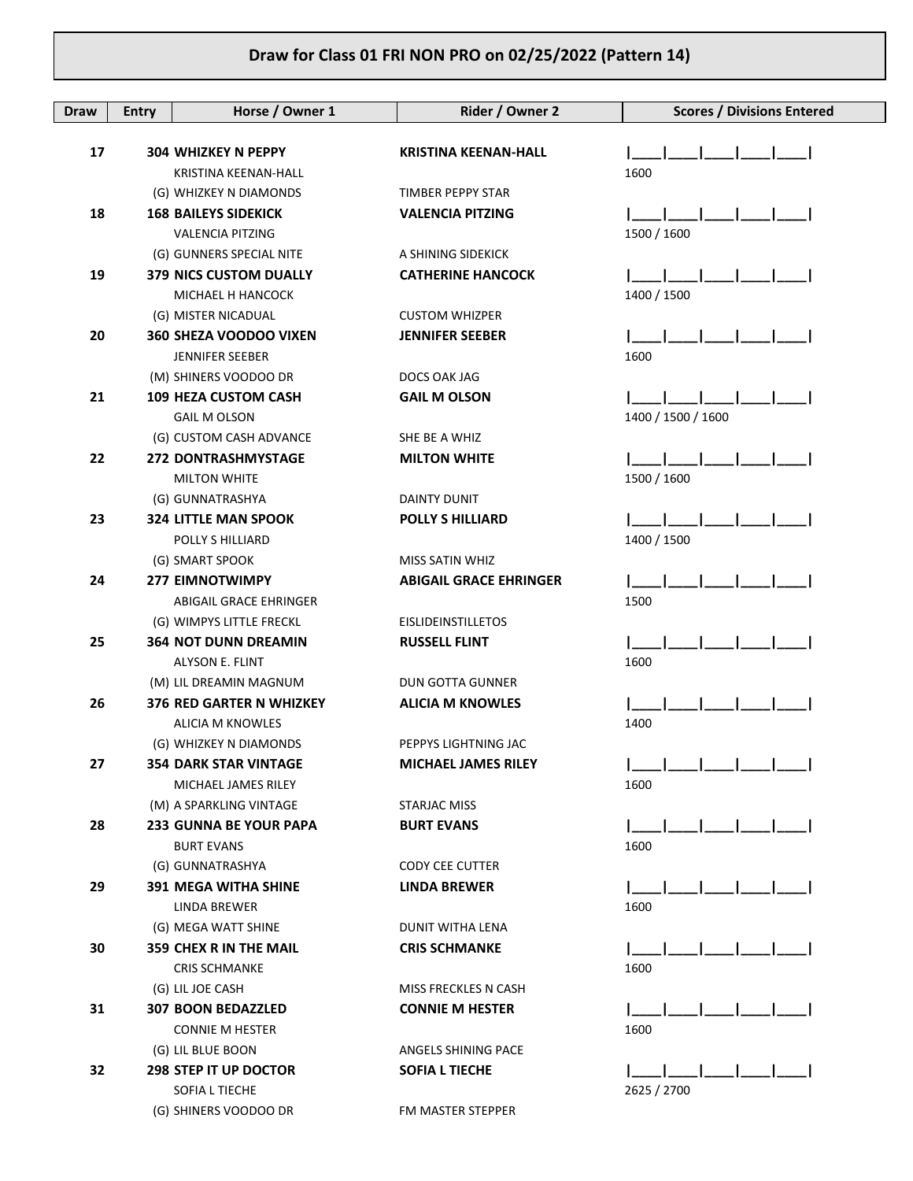# Draw for Class 01 FRI NON PRO on 02/25/2022 (Pattern 14)

| Draw | Entry | Horse / Owner 1 | Rider / Owner 2 | Scores / Divisions Entered |
|---|---|---|---|---|
| 17 | 304 | **WHIZKEY N PEPPY**<br>KRISTINA KEENAN-HALL<br>(G) WHIZKEY N DIAMONDS | **KRISTINA KEENAN-HALL**<br><br>TIMBER PEPPY STAR | \|\_\_\_\_\|\_\_\_\_\|\_\_\_\_\|\_\_\_\_\|\_\_\_\_\|<br>1600 |
| 18 | 168 | **BAILEYS SIDEKICK**<br>VALENCIA PITZING<br>(G) GUNNERS SPECIAL NITE | **VALENCIA PITZING**<br><br>A SHINING SIDEKICK | \|\_\_\_\_\|\_\_\_\_\|\_\_\_\_\|\_\_\_\_\|\_\_\_\_\|<br>1500 / 1600 |
| 19 | 379 | **NICS CUSTOM DUALLY**<br>MICHAEL H HANCOCK<br>(G) MISTER NICADUAL | **CATHERINE HANCOCK**<br><br>CUSTOM WHIZPER | \|\_\_\_\_\|\_\_\_\_\|\_\_\_\_\|\_\_\_\_\|\_\_\_\_\|<br>1400 / 1500 |
| 20 | 360 | **SHEZA VOODOO VIXEN**<br>JENNIFER SEEBER<br>(M) SHINERS VOODOO DR | **JENNIFER SEEBER**<br><br>DOCS OAK JAG | \|\_\_\_\_\|\_\_\_\_\|\_\_\_\_\|\_\_\_\_\|\_\_\_\_\|<br>1600 |
| 21 | 109 | **HEZA CUSTOM CASH**<br>GAIL M OLSON<br>(G) CUSTOM CASH ADVANCE | **GAIL M OLSON**<br><br>SHE BE A WHIZ | \|\_\_\_\_\|\_\_\_\_\|\_\_\_\_\|\_\_\_\_\|\_\_\_\_\|<br>1400 / 1500 / 1600 |
| 22 | 272 | **DONTRASHMYSTAGE**<br>MILTON WHITE<br>(G) GUNNATRASHYA | **MILTON WHITE**<br><br>DAINTY DUNIT | \|\_\_\_\_\|\_\_\_\_\|\_\_\_\_\|\_\_\_\_\|\_\_\_\_\|<br>1500 / 1600 |
| 23 | 324 | **LITTLE MAN SPOOK**<br>POLLY S HILLIARD<br>(G) SMART SPOOK | **POLLY S HILLIARD**<br><br>MISS SATIN WHIZ | \|\_\_\_\_\|\_\_\_\_\|\_\_\_\_\|\_\_\_\_\|\_\_\_\_\|<br>1400 / 1500 |
| 24 | 277 | **EIMNOTWIMPY**<br>ABIGAIL GRACE EHRINGER<br>(G) WIMPYS LITTLE FRECKL | **ABIGAIL GRACE EHRINGER**<br><br>EISLIDEINSTILLETOS | \|\_\_\_\_\|\_\_\_\_\|\_\_\_\_\|\_\_\_\_\|\_\_\_\_\|<br>1500 |
| 25 | 364 | **NOT DUNN DREAMIN**<br>ALYSON E. FLINT<br>(M) LIL DREAMIN MAGNUM | **RUSSELL FLINT**<br><br>DUN GOTTA GUNNER | \|\_\_\_\_\|\_\_\_\_\|\_\_\_\_\|\_\_\_\_\|\_\_\_\_\|<br>1600 |
| 26 | 376 | **RED GARTER N WHIZKEY**<br>ALICIA M KNOWLES<br>(G) WHIZKEY N DIAMONDS | **ALICIA M KNOWLES**<br><br>PEPPYS LIGHTNING JAC | \|\_\_\_\_\|\_\_\_\_\|\_\_\_\_\|\_\_\_\_\|\_\_\_\_\|<br>1400 |
| 27 | 354 | **DARK STAR VINTAGE**<br>MICHAEL JAMES RILEY<br>(M) A SPARKLING VINTAGE | **MICHAEL JAMES RILEY**<br><br>STARJAC MISS | \|\_\_\_\_\|\_\_\_\_\|\_\_\_\_\|\_\_\_\_\|\_\_\_\_\|<br>1600 |
| 28 | 233 | **GUNNA BE YOUR PAPA**<br>BURT EVANS<br>(G) GUNNATRASHYA | **BURT EVANS**<br><br>CODY CEE CUTTER | \|\_\_\_\_\|\_\_\_\_\|\_\_\_\_\|\_\_\_\_\|\_\_\_\_\|<br>1600 |
| 29 | 391 | **MEGA WITHA SHINE**<br>LINDA BREWER<br>(G) MEGA WATT SHINE | **LINDA BREWER**<br><br>DUNIT WITHA LENA | \|\_\_\_\_\|\_\_\_\_\|\_\_\_\_\|\_\_\_\_\|\_\_\_\_\|<br>1600 |
| 30 | 359 | **CHEX R IN THE MAIL**<br>CRIS SCHMANKE<br>(G) LIL JOE CASH | **CRIS SCHMANKE**<br><br>MISS FRECKLES N CASH | \|\_\_\_\_\|\_\_\_\_\|\_\_\_\_\|\_\_\_\_\|\_\_\_\_\|<br>1600 |
| 31 | 307 | **BOON BEDAZZLED**<br>CONNIE M HESTER<br>(G) LIL BLUE BOON | **CONNIE M HESTER**<br><br>ANGELS SHINING PACE | \|\_\_\_\_\|\_\_\_\_\|\_\_\_\_\|\_\_\_\_\|\_\_\_\_\|<br>1600 |
| 32 | 298 | **STEP IT UP DOCTOR**<br>SOFIA L TIECHE<br>(G) SHINERS VOODOO DR | **SOFIA L TIECHE**<br><br>FM MASTER STEPPER | \|\_\_\_\_\|\_\_\_\_\|\_\_\_\_\|\_\_\_\_\|\_\_\_\_\|<br>2625 / 2700 |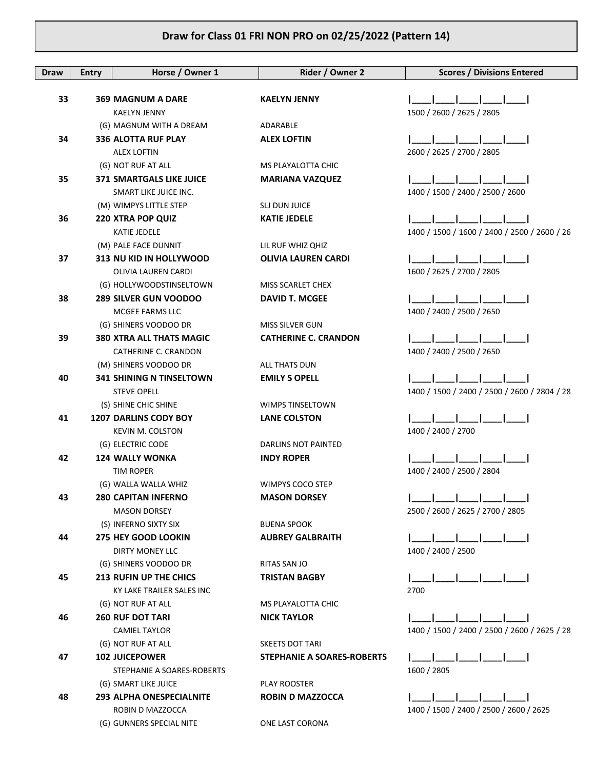## Draw for Class 01 FRI NON PRO on 02/25/2022 (Pattern 14)

| Draw | Entry | Horse / Owner 1 | Rider / Owner 2 | Scores / Divisions Entered |
|---|---|---|---|---|
| **33** | **369** | **MAGNUM A DARE**<br>KAELYN JENNY<br>(G) MAGNUM WITH A DREAM | **KAELYN JENNY**<br><br>ADARABLE | \|____\|____\|____\|____\|____\|<br>1500 / 2600 / 2625 / 2805 |
| **34** | **336** | **ALOTTA RUF PLAY**<br>ALEX LOFTIN<br>(G) NOT RUF AT ALL | **ALEX LOFTIN**<br><br>MS PLAYALOTTA CHIC | \|____\|____\|____\|____\|____\|<br>2600 / 2625 / 2700 / 2805 |
| **35** | **371** | **SMARTGALS LIKE JUICE**<br>SMART LIKE JUICE INC.<br>(M) WIMPYS LITTLE STEP | **MARIANA VAZQUEZ**<br><br>SLJ DUN JUICE | \|____\|____\|____\|____\|____\|<br>1400 / 1500 / 2400 / 2500 / 2600 |
| **36** | **220** | **XTRA POP QUIZ**<br>KATIE JEDELE<br>(M) PALE FACE DUNNIT | **KATIE JEDELE**<br><br>LIL RUF WHIZ QHIZ | \|____\|____\|____\|____\|____\|<br>1400 / 1500 / 1600 / 2400 / 2500 / 2600 / 26 |
| **37** | **313** | **NU KID IN HOLLYWOOD**<br>OLIVIA LAUREN CARDI<br>(G) HOLLYWOODSTINSELTOWN | **OLIVIA LAUREN CARDI**<br><br>MISS SCARLET CHEX | \|____\|____\|____\|____\|____\|<br>1600 / 2625 / 2700 / 2805 |
| **38** | **289** | **SILVER GUN VOODOO**<br>MCGEE FARMS LLC<br>(G) SHINERS VOODOO DR | **DAVID T. MCGEE**<br><br>MISS SILVER GUN | \|____\|____\|____\|____\|____\|<br>1400 / 2400 / 2500 / 2650 |
| **39** | **380** | **XTRA ALL THATS MAGIC**<br>CATHERINE C. CRANDON<br>(M) SHINERS VOODOO DR | **CATHERINE C. CRANDON**<br><br>ALL THATS DUN | \|____\|____\|____\|____\|____\|<br>1400 / 2400 / 2500 / 2650 |
| **40** | **341** | **SHINING N TINSELTOWN**<br>STEVE OPELL<br>(S) SHINE CHIC SHINE | **EMILY S OPELL**<br><br>WIMPS TINSELTOWN | \|____\|____\|____\|____\|____\|<br>1400 / 1500 / 2400 / 2500 / 2600 / 2804 / 28 |
| **41** | **1207** | **DARLINS CODY BOY**<br>KEVIN M. COLSTON<br>(G) ELECTRIC CODE | **LANE COLSTON**<br><br>DARLINS NOT PAINTED | \|____\|____\|____\|____\|____\|<br>1400 / 2400 / 2700 |
| **42** | **124** | **WALLY WONKA**<br>TIM ROPER<br>(G) WALLA WALLA WHIZ | **INDY ROPER**<br><br>WIMPYS COCO STEP | \|____\|____\|____\|____\|____\|<br>1400 / 2400 / 2500 / 2804 |
| **43** | **280** | **CAPITAN INFERNO**<br>MASON DORSEY<br>(S) INFERNO SIXTY SIX | **MASON DORSEY**<br><br>BUENA SPOOK | \|____\|____\|____\|____\|____\|<br>2500 / 2600 / 2625 / 2700 / 2805 |
| **44** | **275** | **HEY GOOD LOOKIN**<br>DIRTY MONEY LLC<br>(G) SHINERS VOODOO DR | **AUBREY GALBRAITH**<br><br>RITAS SAN JO | \|____\|____\|____\|____\|____\|<br>1400 / 2400 / 2500 |
| **45** | **213** | **RUFIN UP THE CHICS**<br>KY LAKE TRAILER SALES INC<br>(G) NOT RUF AT ALL | **TRISTAN BAGBY**<br><br>MS PLAYALOTTA CHIC | \|____\|____\|____\|____\|____\|<br>2700 |
| **46** | **260** | **RUF DOT TARI**<br>CAMIEL TAYLOR<br>(G) NOT RUF AT ALL | **NICK TAYLOR**<br><br>SKEETS DOT TARI | \|____\|____\|____\|____\|____\|<br>1400 / 1500 / 2400 / 2500 / 2600 / 2625 / 28 |
| **47** | **102** | **JUICEPOWER**<br>STEPHANIE A SOARES-ROBERTS<br>(G) SMART LIKE JUICE | **STEPHANIE A SOARES-ROBERTS**<br><br>PLAY ROOSTER | \|____\|____\|____\|____\|____\|<br>1600 / 2805 |
| **48** | **293** | **ALPHA ONESPECIALNITE**<br>ROBIN D MAZZOCCA<br>(G) GUNNERS SPECIAL NITE | **ROBIN D MAZZOCCA**<br><br>ONE LAST CORONA | \|____\|____\|____\|____\|____\|<br>1400 / 1500 / 2400 / 2500 / 2600 / 2625 |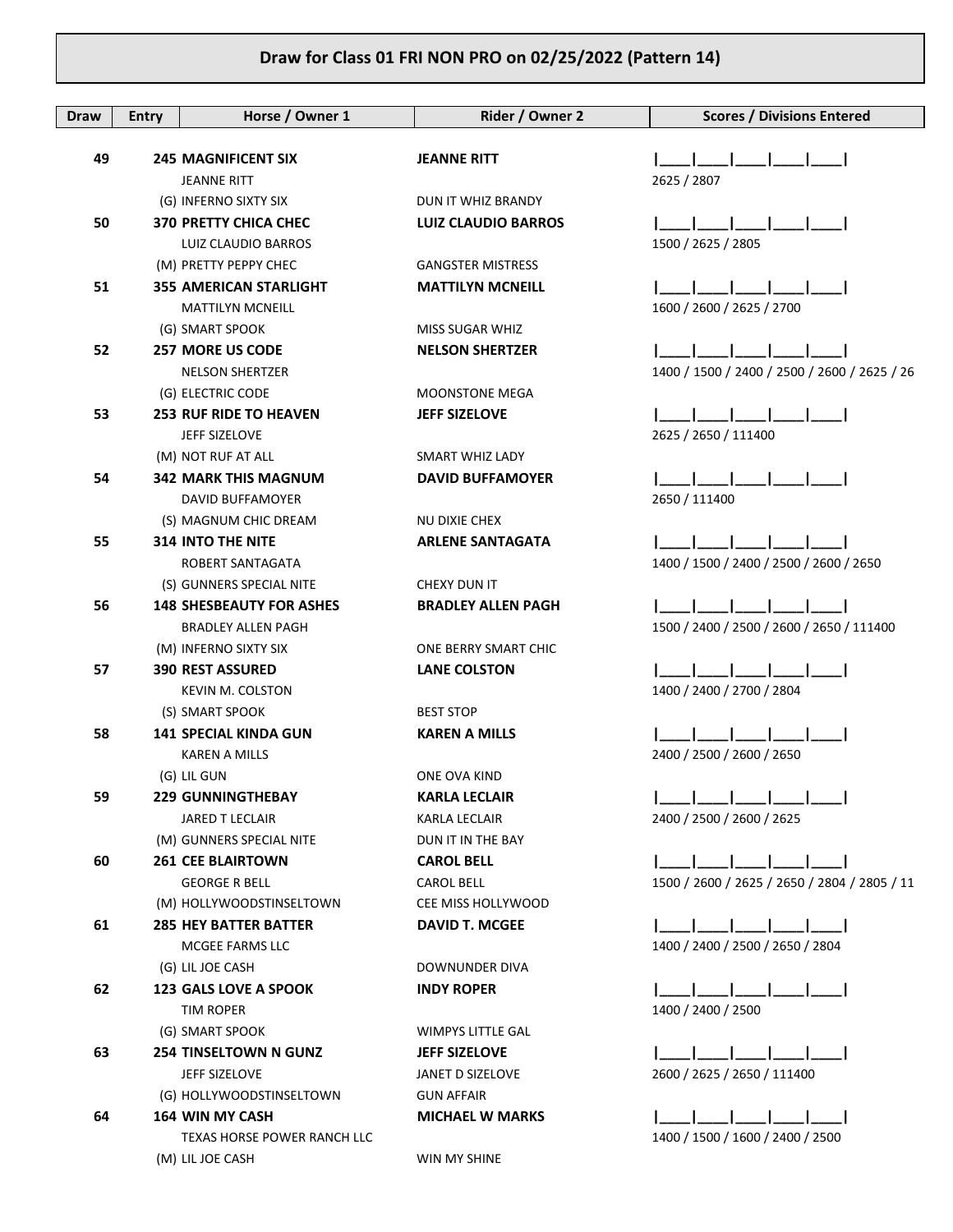## Draw for Class 01 FRI NON PRO on 02/25/2022 (Pattern 14)

| Draw | Entry | Horse / Owner 1 | Rider / Owner 2 | Scores / Divisions Entered |
|---|---|---|---|---|
| 49 | 245 | **MAGNIFICENT SIX**<br>JEANNE RITT<br>(G) INFERNO SIXTY SIX | **JEANNE RITT**<br><br>DUN IT WHIZ BRANDY | \|____\|____\|____\|____\|____\|<br>2625 / 2807 |
| 50 | 370 | **PRETTY CHICA CHEC**<br>LUIZ CLAUDIO BARROS<br>(M) PRETTY PEPPY CHEC | **LUIZ CLAUDIO BARROS**<br><br>GANGSTER MISTRESS | \|____\|____\|____\|____\|____\|<br>1500 / 2625 / 2805 |
| 51 | 355 | **AMERICAN STARLIGHT**<br>MATTILYN MCNEILL<br>(G) SMART SPOOK | **MATTILYN MCNEILL**<br><br>MISS SUGAR WHIZ | \|____\|____\|____\|____\|____\|<br>1600 / 2600 / 2625 / 2700 |
| 52 | 257 | **MORE US CODE**<br>NELSON SHERTZER<br>(G) ELECTRIC CODE | **NELSON SHERTZER**<br><br>MOONSTONE MEGA | \|____\|____\|____\|____\|____\|<br>1400 / 1500 / 2400 / 2500 / 2600 / 2625 / 26 |
| 53 | 253 | **RUF RIDE TO HEAVEN**<br>JEFF SIZELOVE<br>(M) NOT RUF AT ALL | **JEFF SIZELOVE**<br><br>SMART WHIZ LADY | \|____\|____\|____\|____\|____\|<br>2625 / 2650 / 111400 |
| 54 | 342 | **MARK THIS MAGNUM**<br>DAVID BUFFAMOYER<br>(S) MAGNUM CHIC DREAM | **DAVID BUFFAMOYER**<br><br>NU DIXIE CHEX | \|____\|____\|____\|____\|____\|<br>2650 / 111400 |
| 55 | 314 | **INTO THE NITE**<br>ROBERT SANTAGATA<br>(S) GUNNERS SPECIAL NITE | **ARLENE SANTAGATA**<br><br>CHEXY DUN IT | \|____\|____\|____\|____\|____\|<br>1400 / 1500 / 2400 / 2500 / 2600 / 2650 |
| 56 | 148 | **SHESBEAUTY FOR ASHES**<br>BRADLEY ALLEN PAGH<br>(M) INFERNO SIXTY SIX | **BRADLEY ALLEN PAGH**<br><br>ONE BERRY SMART CHIC | \|____\|____\|____\|____\|____\|<br>1500 / 2400 / 2500 / 2600 / 2650 / 111400 |
| 57 | 390 | **REST ASSURED**<br>KEVIN M. COLSTON<br>(S) SMART SPOOK | **LANE COLSTON**<br><br>BEST STOP | \|____\|____\|____\|____\|____\|<br>1400 / 2400 / 2700 / 2804 |
| 58 | 141 | **SPECIAL KINDA GUN**<br>KAREN A MILLS<br>(G) LIL GUN | **KAREN A MILLS**<br><br>ONE OVA KIND | \|____\|____\|____\|____\|____\|<br>2400 / 2500 / 2600 / 2650 |
| 59 | 229 | **GUNNINGTHEBAY**<br>JARED T LECLAIR<br>(M) GUNNERS SPECIAL NITE | **KARLA LECLAIR**<br>KARLA LECLAIR<br>DUN IT IN THE BAY | \|____\|____\|____\|____\|____\|<br>2400 / 2500 / 2600 / 2625 |
| 60 | 261 | **CEE BLAIRTOWN**<br>GEORGE R BELL<br>(M) HOLLYWOODSTINSELTOWN | **CAROL BELL**<br>CAROL BELL<br>CEE MISS HOLLYWOOD | \|____\|____\|____\|____\|____\|<br>1500 / 2600 / 2625 / 2650 / 2804 / 2805 / 11 |
| 61 | 285 | **HEY BATTER BATTER**<br>MCGEE FARMS LLC<br>(G) LIL JOE CASH | **DAVID T. MCGEE**<br><br>DOWNUNDER DIVA | \|____\|____\|____\|____\|____\|<br>1400 / 2400 / 2500 / 2650 / 2804 |
| 62 | 123 | **GALS LOVE A SPOOK**<br>TIM ROPER<br>(G) SMART SPOOK | **INDY ROPER**<br><br>WIMPYS LITTLE GAL | \|____\|____\|____\|____\|____\|<br>1400 / 2400 / 2500 |
| 63 | 254 | **TINSELTOWN N GUNZ**<br>JEFF SIZELOVE<br>(G) HOLLYWOODSTINSELTOWN | **JEFF SIZELOVE**<br>JANET D SIZELOVE<br>GUN AFFAIR | \|____\|____\|____\|____\|____\|<br>2600 / 2625 / 2650 / 111400 |
| 64 | 164 | **WIN MY CASH**<br>TEXAS HORSE POWER RANCH LLC<br>(M) LIL JOE CASH | **MICHAEL W MARKS**<br><br>WIN MY SHINE | \|____\|____\|____\|____\|____\|<br>1400 / 1500 / 1600 / 2400 / 2500 |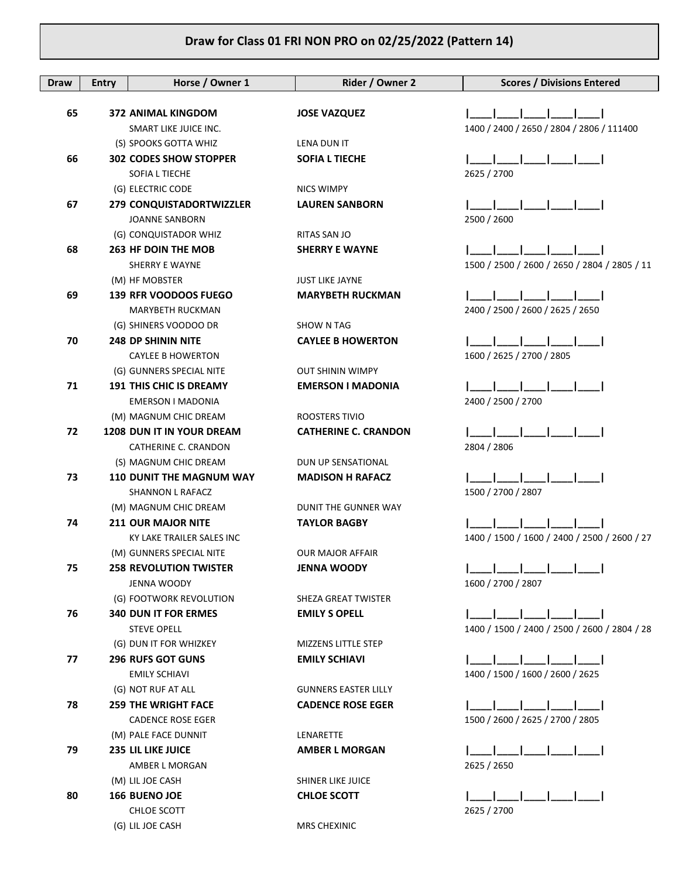# Draw for Class 01 FRI NON PRO on 02/25/2022 (Pattern 14)

| Draw | Entry | Horse / Owner 1 | Rider / Owner 2 | Scores / Divisions Entered |
|---|---|---|---|---|
| 65 | 372 | **ANIMAL KINGDOM**<br>SMART LIKE JUICE INC.<br>(S) SPOOKS GOTTA WHIZ | **JOSE VAZQUEZ**<br><br>LENA DUN IT | \|\_\_\_\_\|\_\_\_\_\|\_\_\_\_\|\_\_\_\_\|\_\_\_\_\|<br>1400 / 2400 / 2650 / 2804 / 2806 / 111400 |
| 66 | 302 | **CODES SHOW STOPPER**<br>SOFIA L TIECHE<br>(G) ELECTRIC CODE | **SOFIA L TIECHE**<br><br>NICS WIMPY | \|\_\_\_\_\|\_\_\_\_\|\_\_\_\_\|\_\_\_\_\|\_\_\_\_\|<br>2625 / 2700 |
| 67 | 279 | **CONQUISTADORTWIZZLER**<br>JOANNE SANBORN<br>(G) CONQUISTADOR WHIZ | **LAUREN SANBORN**<br><br>RITAS SAN JO | \|\_\_\_\_\|\_\_\_\_\|\_\_\_\_\|\_\_\_\_\|\_\_\_\_\|<br>2500 / 2600 |
| 68 | 263 | **HF DOIN THE MOB**<br>SHERRY E WAYNE<br>(M) HF MOBSTER | **SHERRY E WAYNE**<br><br>JUST LIKE JAYNE | \|\_\_\_\_\|\_\_\_\_\|\_\_\_\_\|\_\_\_\_\|\_\_\_\_\|<br>1500 / 2500 / 2600 / 2650 / 2804 / 2805 / 11 |
| 69 | 139 | **RFR VOODOOS FUEGO**<br>MARYBETH RUCKMAN<br>(G) SHINERS VOODOO DR | **MARYBETH RUCKMAN**<br><br>SHOW N TAG | \|\_\_\_\_\|\_\_\_\_\|\_\_\_\_\|\_\_\_\_\|\_\_\_\_\|<br>2400 / 2500 / 2600 / 2625 / 2650 |
| 70 | 248 | **DP SHININ NITE**<br>CAYLEE B HOWERTON<br>(G) GUNNERS SPECIAL NITE | **CAYLEE B HOWERTON**<br><br>OUT SHININ WIMPY | \|\_\_\_\_\|\_\_\_\_\|\_\_\_\_\|\_\_\_\_\|\_\_\_\_\|<br>1600 / 2625 / 2700 / 2805 |
| 71 | 191 | **THIS CHIC IS DREAMY**<br>EMERSON I MADONIA<br>(M) MAGNUM CHIC DREAM | **EMERSON I MADONIA**<br><br>ROOSTERS TIVIO | \|\_\_\_\_\|\_\_\_\_\|\_\_\_\_\|\_\_\_\_\|\_\_\_\_\|<br>2400 / 2500 / 2700 |
| 72 | 1208 | **DUN IT IN YOUR DREAM**<br>CATHERINE C. CRANDON<br>(S) MAGNUM CHIC DREAM | **CATHERINE C. CRANDON**<br><br>DUN UP SENSATIONAL | \|\_\_\_\_\|\_\_\_\_\|\_\_\_\_\|\_\_\_\_\|\_\_\_\_\|<br>2804 / 2806 |
| 73 | 110 | **DUNIT THE MAGNUM WAY**<br>SHANNON L RAFACZ<br>(M) MAGNUM CHIC DREAM | **MADISON H RAFACZ**<br><br>DUNIT THE GUNNER WAY | \|\_\_\_\_\|\_\_\_\_\|\_\_\_\_\|\_\_\_\_\|\_\_\_\_\|<br>1500 / 2700 / 2807 |
| 74 | 211 | **OUR MAJOR NITE**<br>KY LAKE TRAILER SALES INC<br>(M) GUNNERS SPECIAL NITE | **TAYLOR BAGBY**<br><br>OUR MAJOR AFFAIR | \|\_\_\_\_\|\_\_\_\_\|\_\_\_\_\|\_\_\_\_\|\_\_\_\_\|<br>1400 / 1500 / 1600 / 2400 / 2500 / 2600 / 27 |
| 75 | 258 | **REVOLUTION TWISTER**<br>JENNA WOODY<br>(G) FOOTWORK REVOLUTION | **JENNA WOODY**<br><br>SHEZA GREAT TWISTER | \|\_\_\_\_\|\_\_\_\_\|\_\_\_\_\|\_\_\_\_\|\_\_\_\_\|<br>1600 / 2700 / 2807 |
| 76 | 340 | **DUN IT FOR ERMES**<br>STEVE OPELL<br>(G) DUN IT FOR WHIZKEY | **EMILY S OPELL**<br><br>MIZZENS LITTLE STEP | \|\_\_\_\_\|\_\_\_\_\|\_\_\_\_\|\_\_\_\_\|\_\_\_\_\|<br>1400 / 1500 / 2400 / 2500 / 2600 / 2804 / 28 |
| 77 | 296 | **RUFS GOT GUNS**<br>EMILY SCHIAVI<br>(G) NOT RUF AT ALL | **EMILY SCHIAVI**<br><br>GUNNERS EASTER LILLY | \|\_\_\_\_\|\_\_\_\_\|\_\_\_\_\|\_\_\_\_\|\_\_\_\_\|<br>1400 / 1500 / 1600 / 2600 / 2625 |
| 78 | 259 | **THE WRIGHT FACE**<br>CADENCE ROSE EGER<br>(M) PALE FACE DUNNIT | **CADENCE ROSE EGER**<br><br>LENARETTE | \|\_\_\_\_\|\_\_\_\_\|\_\_\_\_\|\_\_\_\_\|\_\_\_\_\|<br>1500 / 2600 / 2625 / 2700 / 2805 |
| 79 | 235 | **LIL LIKE JUICE**<br>AMBER L MORGAN<br>(M) LIL JOE CASH | **AMBER L MORGAN**<br><br>SHINER LIKE JUICE | \|\_\_\_\_\|\_\_\_\_\|\_\_\_\_\|\_\_\_\_\|\_\_\_\_\|<br>2625 / 2650 |
| 80 | 166 | **BUENO JOE**<br>CHLOE SCOTT<br>(G) LIL JOE CASH | **CHLOE SCOTT**<br><br>MRS CHEXINIC | \|\_\_\_\_\|\_\_\_\_\|\_\_\_\_\|\_\_\_\_\|\_\_\_\_\|<br>2625 / 2700 |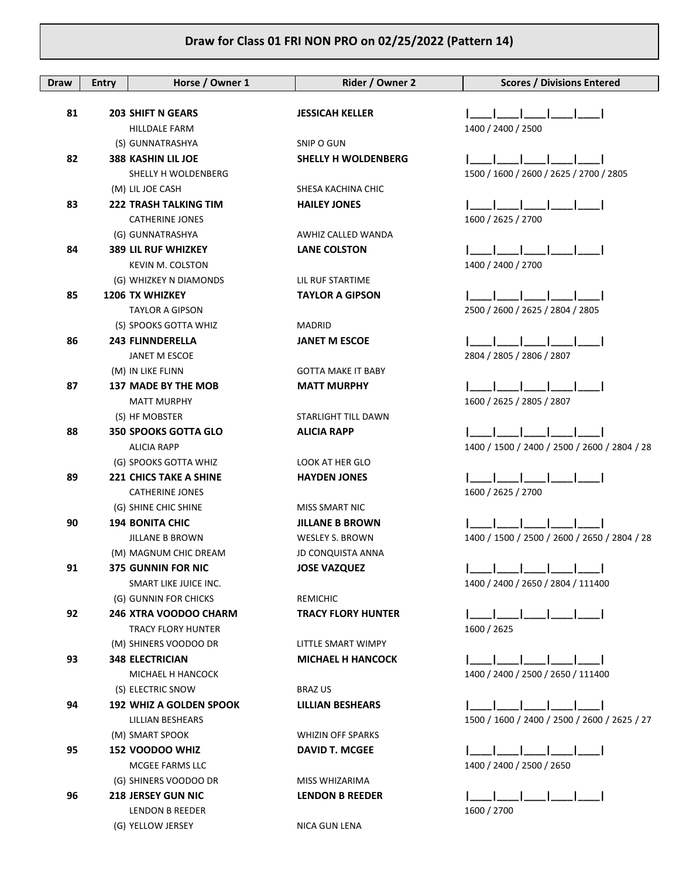## Draw for Class 01 FRI NON PRO on 02/25/2022 (Pattern 14)

| Draw | Entry | Horse / Owner 1 | Rider / Owner 2 | Scores / Divisions Entered |
|---|---|---|---|---|
| 81 | 203 | **SHIFT N GEARS**<br>HILLDALE FARM<br>(S) GUNNATRASHYA | **JESSICAH KELLER**<br><br>SNIP O GUN | \|____\|____\|____\|____\|____\|<br>1400 / 2400 / 2500 |
| 82 | 388 | **KASHIN LIL JOE**<br>SHELLY H WOLDENBERG<br>(M) LIL JOE CASH | **SHELLY H WOLDENBERG**<br><br>SHESA KACHINA CHIC | \|____\|____\|____\|____\|____\|<br>1500 / 1600 / 2600 / 2625 / 2700 / 2805 |
| 83 | 222 | **TRASH TALKING TIM**<br>CATHERINE JONES<br>(G) GUNNATRASHYA | **HAILEY JONES**<br><br>AWHIZ CALLED WANDA | \|____\|____\|____\|____\|____\|<br>1600 / 2625 / 2700 |
| 84 | 389 | **LIL RUF WHIZKEY**<br>KEVIN M. COLSTON<br>(G) WHIZKEY N DIAMONDS | **LANE COLSTON**<br><br>LIL RUF STARTIME | \|____\|____\|____\|____\|____\|<br>1400 / 2400 / 2700 |
| 85 | 1206 | **TX WHIZKEY**<br>TAYLOR A GIPSON<br>(S) SPOOKS GOTTA WHIZ | **TAYLOR A GIPSON**<br><br>MADRID | \|____\|____\|____\|____\|____\|<br>2500 / 2600 / 2625 / 2804 / 2805 |
| 86 | 243 | **FLINNDERELLA**<br>JANET M ESCOE<br>(M) IN LIKE FLINN | **JANET M ESCOE**<br><br>GOTTA MAKE IT BABY | \|____\|____\|____\|____\|____\|<br>2804 / 2805 / 2806 / 2807 |
| 87 | 137 | **MADE BY THE MOB**<br>MATT MURPHY<br>(S) HF MOBSTER | **MATT MURPHY**<br><br>STARLIGHT TILL DAWN | \|____\|____\|____\|____\|____\|<br>1600 / 2625 / 2805 / 2807 |
| 88 | 350 | **SPOOKS GOTTA GLO**<br>ALICIA RAPP<br>(G) SPOOKS GOTTA WHIZ | **ALICIA RAPP**<br><br>LOOK AT HER GLO | \|____\|____\|____\|____\|____\|<br>1400 / 1500 / 2400 / 2500 / 2600 / 2804 / 28 |
| 89 | 221 | **CHICS TAKE A SHINE**<br>CATHERINE JONES<br>(G) SHINE CHIC SHINE | **HAYDEN JONES**<br><br>MISS SMART NIC | \|____\|____\|____\|____\|____\|<br>1600 / 2625 / 2700 |
| 90 | 194 | **BONITA CHIC**<br>JILLANE B BROWN<br>(M) MAGNUM CHIC DREAM | **JILLANE B BROWN**<br>WESLEY S. BROWN<br>JD CONQUISTA ANNA | \|____\|____\|____\|____\|____\|<br>1400 / 1500 / 2500 / 2600 / 2650 / 2804 / 28 |
| 91 | 375 | **GUNNIN FOR NIC**<br>SMART LIKE JUICE INC.<br>(G) GUNNIN FOR CHICKS | **JOSE VAZQUEZ**<br><br>REMICHIC | \|____\|____\|____\|____\|____\|<br>1400 / 2400 / 2650 / 2804 / 111400 |
| 92 | 246 | **XTRA VOODOO CHARM**<br>TRACY FLORY HUNTER<br>(M) SHINERS VOODOO DR | **TRACY FLORY HUNTER**<br><br>LITTLE SMART WIMPY | \|____\|____\|____\|____\|____\|<br>1600 / 2625 |
| 93 | 348 | **ELECTRICIAN**<br>MICHAEL H HANCOCK<br>(S) ELECTRIC SNOW | **MICHAEL H HANCOCK**<br><br>BRAZ US | \|____\|____\|____\|____\|____\|<br>1400 / 2400 / 2500 / 2650 / 111400 |
| 94 | 192 | **WHIZ A GOLDEN SPOOK**<br>LILLIAN BESHEARS<br>(M) SMART SPOOK | **LILLIAN BESHEARS**<br><br>WHIZIN OFF SPARKS | \|____\|____\|____\|____\|____\|<br>1500 / 1600 / 2400 / 2500 / 2600 / 2625 / 27 |
| 95 | 152 | **VOODOO WHIZ**<br>MCGEE FARMS LLC<br>(G) SHINERS VOODOO DR | **DAVID T. MCGEE**<br><br>MISS WHIZARIMA | \|____\|____\|____\|____\|____\|<br>1400 / 2400 / 2500 / 2650 |
| 96 | 218 | **JERSEY GUN NIC**<br>LENDON B REEDER<br>(G) YELLOW JERSEY | **LENDON B REEDER**<br><br>NICA GUN LENA | \|____\|____\|____\|____\|____\|<br>1600 / 2700 |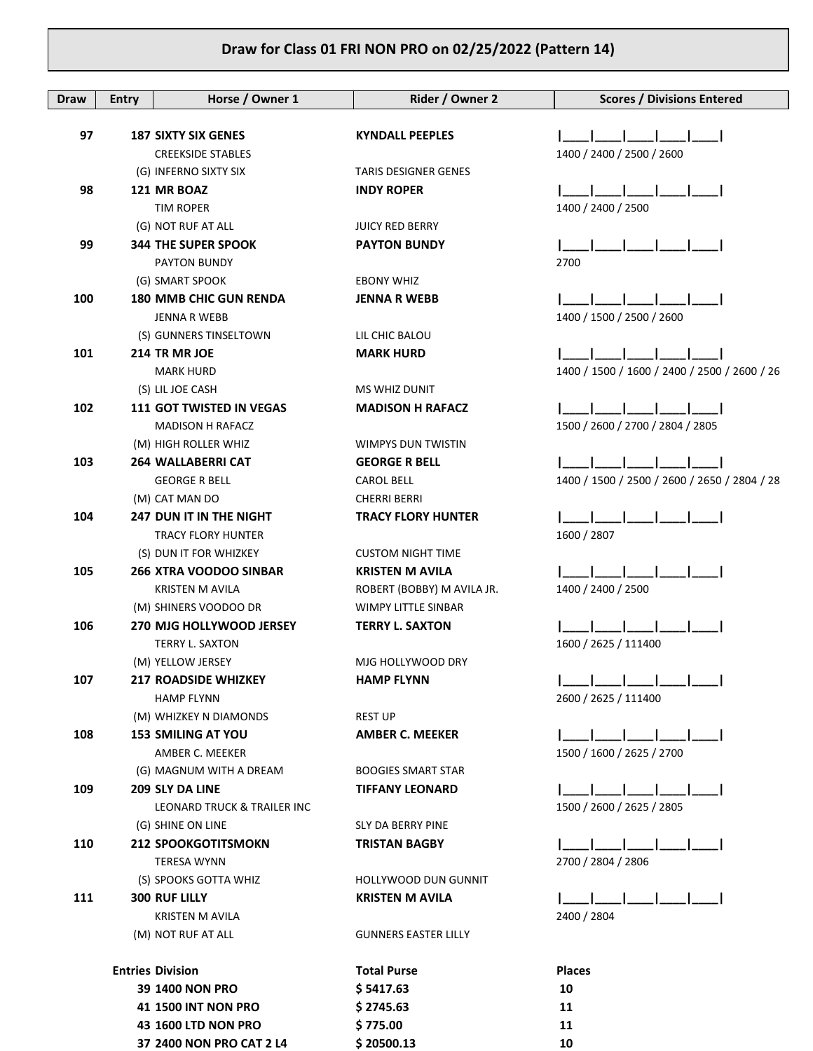## Draw for Class 01 FRI NON PRO on 02/25/2022 (Pattern 14)

| Draw | Entry | Horse / Owner 1 | Rider / Owner 2 | Scores / Divisions Entered |
|---|---|---|---|---|
| **97** | **187** | **SIXTY SIX GENES** | **KYNDALL PEEPLES** | \|\_\_\_\_\|\_\_\_\_\|\_\_\_\_\|\_\_\_\_\|\_\_\_\_\| |
| | | CREEKSIDE STABLES | | 1400 / 2400 / 2500 / 2600 |
| | | (G) INFERNO SIXTY SIX | TARIS DESIGNER GENES | |
| **98** | **121** | **MR BOAZ** | **INDY ROPER** | \|\_\_\_\_\|\_\_\_\_\|\_\_\_\_\|\_\_\_\_\|\_\_\_\_\| |
| | | TIM ROPER | | 1400 / 2400 / 2500 |
| | | (G) NOT RUF AT ALL | JUICY RED BERRY | |
| **99** | **344** | **THE SUPER SPOOK** | **PAYTON BUNDY** | \|\_\_\_\_\|\_\_\_\_\|\_\_\_\_\|\_\_\_\_\|\_\_\_\_\| |
| | | PAYTON BUNDY | | 2700 |
| | | (G) SMART SPOOK | EBONY WHIZ | |
| **100** | **180** | **MMB CHIC GUN RENDA** | **JENNA R WEBB** | \|\_\_\_\_\|\_\_\_\_\|\_\_\_\_\|\_\_\_\_\|\_\_\_\_\| |
| | | JENNA R WEBB | | 1400 / 1500 / 2500 / 2600 |
| | | (S) GUNNERS TINSELTOWN | LIL CHIC BALOU | |
| **101** | **214** | **TR MR JOE** | **MARK HURD** | \|\_\_\_\_\|\_\_\_\_\|\_\_\_\_\|\_\_\_\_\|\_\_\_\_\| |
| | | MARK HURD | | 1400 / 1500 / 1600 / 2400 / 2500 / 2600 / 26 |
| | | (S) LIL JOE CASH | MS WHIZ DUNIT | |
| **102** | **111** | **GOT TWISTED IN VEGAS** | **MADISON H RAFACZ** | \|\_\_\_\_\|\_\_\_\_\|\_\_\_\_\|\_\_\_\_\|\_\_\_\_\| |
| | | MADISON H RAFACZ | | 1500 / 2600 / 2700 / 2804 / 2805 |
| | | (M) HIGH ROLLER WHIZ | WIMPYS DUN TWISTIN | |
| **103** | **264** | **WALLABERRI CAT** | **GEORGE R BELL** | \|\_\_\_\_\|\_\_\_\_\|\_\_\_\_\|\_\_\_\_\|\_\_\_\_\| |
| | | GEORGE R BELL | CAROL BELL | 1400 / 1500 / 2500 / 2600 / 2650 / 2804 / 28 |
| | | (M) CAT MAN DO | CHERRI BERRI | |
| **104** | **247** | **DUN IT IN THE NIGHT** | **TRACY FLORY HUNTER** | \|\_\_\_\_\|\_\_\_\_\|\_\_\_\_\|\_\_\_\_\|\_\_\_\_\| |
| | | TRACY FLORY HUNTER | | 1600 / 2807 |
| | | (S) DUN IT FOR WHIZKEY | CUSTOM NIGHT TIME | |
| **105** | **266** | **XTRA VOODOO SINBAR** | **KRISTEN M AVILA** | \|\_\_\_\_\|\_\_\_\_\|\_\_\_\_\|\_\_\_\_\|\_\_\_\_\| |
| | | KRISTEN M AVILA | ROBERT (BOBBY) M AVILA JR. | 1400 / 2400 / 2500 |
| | | (M) SHINERS VOODOO DR | WIMPY LITTLE SINBAR | |
| **106** | **270** | **MJG HOLLYWOOD JERSEY** | **TERRY L. SAXTON** | \|\_\_\_\_\|\_\_\_\_\|\_\_\_\_\|\_\_\_\_\|\_\_\_\_\| |
| | | TERRY L. SAXTON | | 1600 / 2625 / 111400 |
| | | (M) YELLOW JERSEY | MJG HOLLYWOOD DRY | |
| **107** | **217** | **ROADSIDE WHIZKEY** | **HAMP FLYNN** | \|\_\_\_\_\|\_\_\_\_\|\_\_\_\_\|\_\_\_\_\|\_\_\_\_\| |
| | | HAMP FLYNN | | 2600 / 2625 / 111400 |
| | | (M) WHIZKEY N DIAMONDS | REST UP | |
| **108** | **153** | **SMILING AT YOU** | **AMBER C. MEEKER** | \|\_\_\_\_\|\_\_\_\_\|\_\_\_\_\|\_\_\_\_\|\_\_\_\_\| |
| | | AMBER C. MEEKER | | 1500 / 1600 / 2625 / 2700 |
| | | (G) MAGNUM WITH A DREAM | BOOGIES SMART STAR | |
| **109** | **209** | **SLY DA LINE** | **TIFFANY LEONARD** | \|\_\_\_\_\|\_\_\_\_\|\_\_\_\_\|\_\_\_\_\|\_\_\_\_\| |
| | | LEONARD TRUCK & TRAILER INC | | 1500 / 2600 / 2625 / 2805 |
| | | (G) SHINE ON LINE | SLY DA BERRY PINE | |
| **110** | **212** | **SPOOKGOTITSMOKN** | **TRISTAN BAGBY** | \|\_\_\_\_\|\_\_\_\_\|\_\_\_\_\|\_\_\_\_\|\_\_\_\_\| |
| | | TERESA WYNN | | 2700 / 2804 / 2806 |
| | | (S) SPOOKS GOTTA WHIZ | HOLLYWOOD DUN GUNNIT | |
| **111** | **300** | **RUF LILLY** | **KRISTEN M AVILA** | \|\_\_\_\_\|\_\_\_\_\|\_\_\_\_\|\_\_\_\_\|\_\_\_\_\| |
| | | KRISTEN M AVILA | | 2400 / 2804 |
| | | (M) NOT RUF AT ALL | GUNNERS EASTER LILLY | |

| Entries | Division | Total Purse | Places |
|---|---|---|---|
| **39** | **1400 NON PRO** | **$ 5417.63** | **10** |
| **41** | **1500 INT NON PRO** | **$ 2745.63** | **11** |
| **43** | **1600 LTD NON PRO** | **$ 775.00** | **11** |
| **37** | **2400 NON PRO CAT 2 L4** | **$ 20500.13** | **10** |